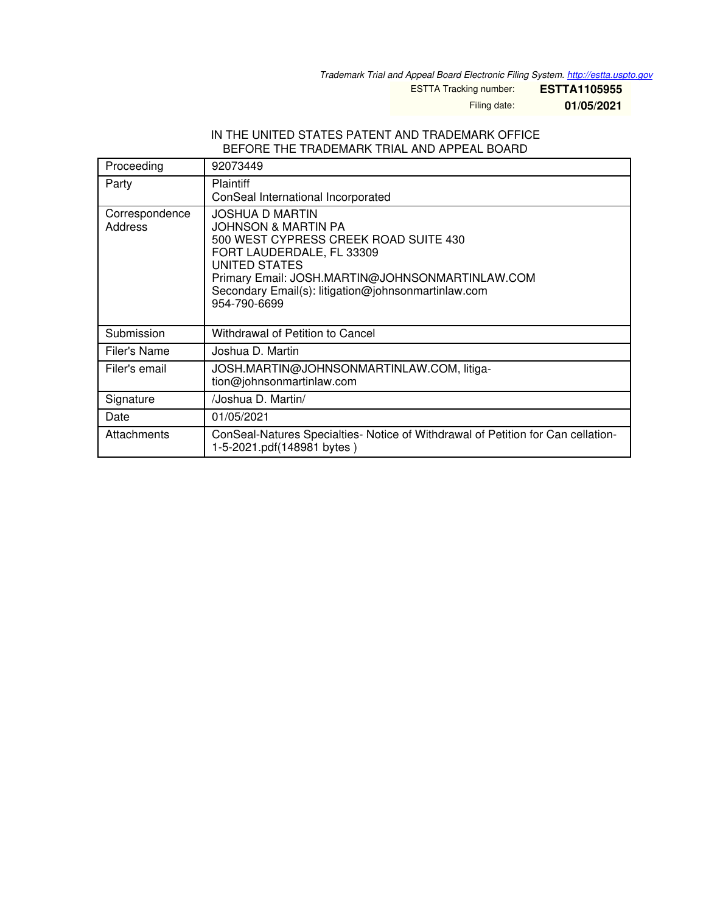*Trademark Trial and Appeal Board Electronic Filing System. http://estta.uspto.gov*

ESTTA Tracking number: **ESTTA1105955**

Filing date: **01/05/2021**

IN THE UNITED STATES PATENT AND TRADEMARK OFFICE
BEFORE THE TRADEMARK TRIAL AND APPEAL BOARD

| Proceeding | 92073449 |
|---|---|
| Party | Plaintiff<br>ConSeal International Incorporated |
| Correspondence Address | JOSHUA D MARTIN<br>JOHNSON & MARTIN PA<br>500 WEST CYPRESS CREEK ROAD SUITE 430<br>FORT LAUDERDALE, FL 33309<br>UNITED STATES<br>Primary Email: JOSH.MARTIN@JOHNSONMARTINLAW.COM<br>Secondary Email(s): litigation@johnsonmartinlaw.com<br>954-790-6699 |
| Submission | Withdrawal of Petition to Cancel |
| Filer's Name | Joshua D. Martin |
| Filer's email | JOSH.MARTIN@JOHNSONMARTINLAW.COM, litigation@johnsonmartinlaw.com |
| Signature | /Joshua D. Martin/ |
| Date | 01/05/2021 |
| Attachments | ConSeal-Natures Specialties- Notice of Withdrawal of Petition for Cancellation-1-5-2021.pdf(148981 bytes ) |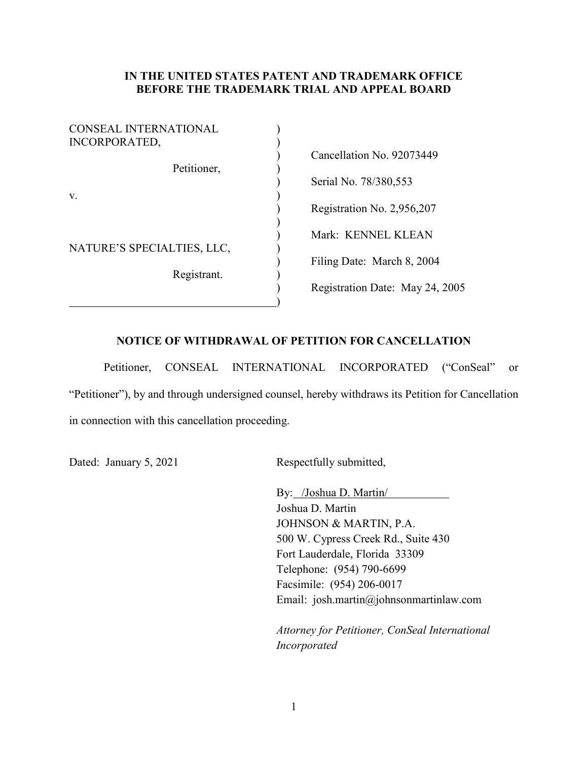**IN THE UNITED STATES PATENT AND TRADEMARK OFFICE**
**BEFORE THE TRADEMARK TRIAL AND APPEAL BOARD**

| | |
|---|---|
| CONSEAL INTERNATIONAL INCORPORATED, | Cancellation No. 92073449 |
| Petitioner, | Serial No. 78/380,553 |
| v. | Registration No. 2,956,207 |
| | Mark: KENNEL KLEAN |
| NATURE'S SPECIALTIES, LLC, | Filing Date: March 8, 2004 |
| Registrant. | Registration Date: May 24, 2005 |

**NOTICE OF WITHDRAWAL OF PETITION FOR CANCELLATION**

Petitioner, CONSEAL INTERNATIONAL INCORPORATED ("ConSeal" or "Petitioner"), by and through undersigned counsel, hereby withdraws its Petition for Cancellation in connection with this cancellation proceeding.

Dated: January 5, 2021

Respectfully submitted,

By: /Joshua D. Martin/
Joshua D. Martin
JOHNSON & MARTIN, P.A.
500 W. Cypress Creek Rd., Suite 430
Fort Lauderdale, Florida 33309
Telephone: (954) 790-6699
Facsimile: (954) 206-0017
Email: josh.martin@johnsonmartinlaw.com

*Attorney for Petitioner, ConSeal International Incorporated*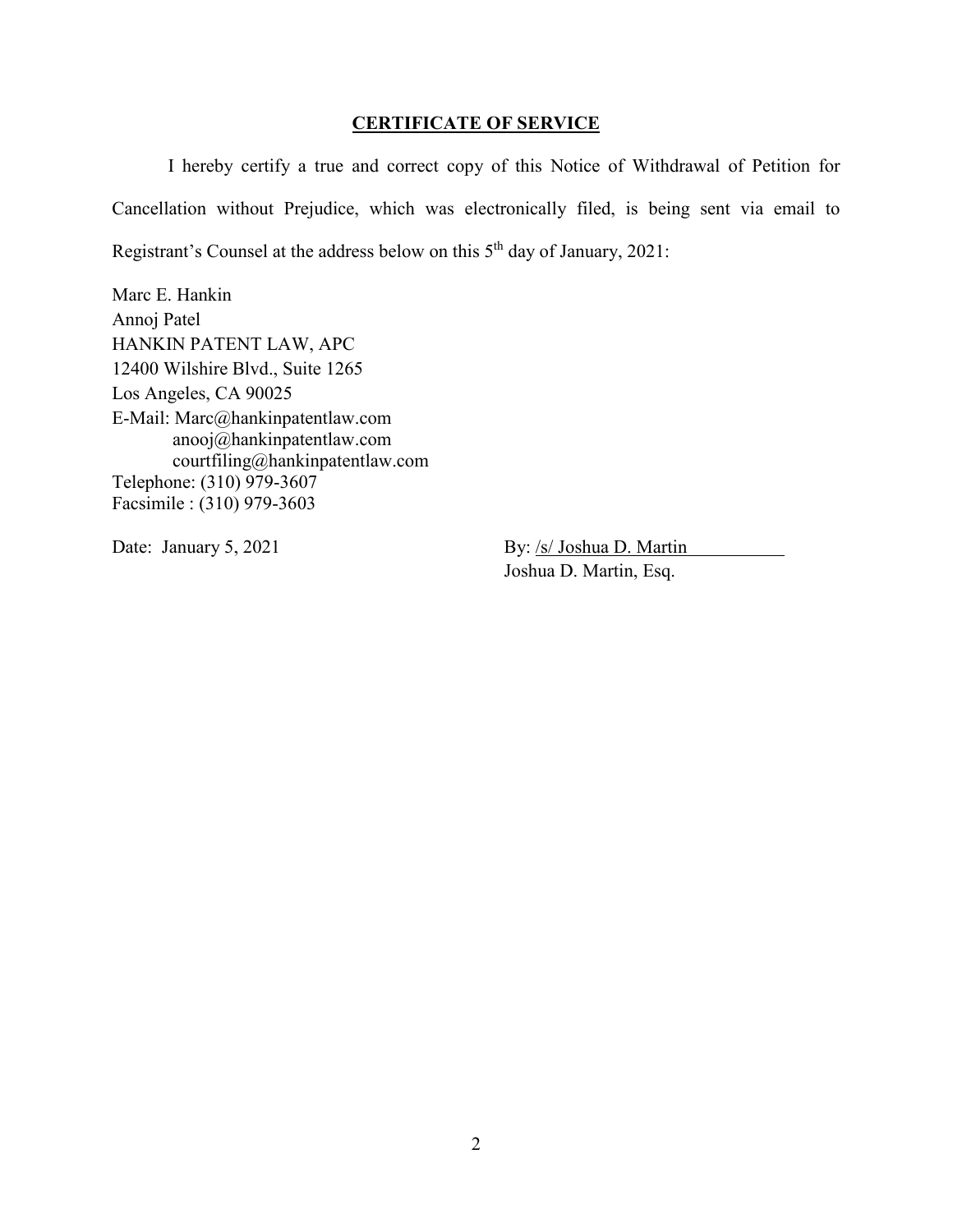## CERTIFICATE OF SERVICE

I hereby certify a true and correct copy of this Notice of Withdrawal of Petition for Cancellation without Prejudice, which was electronically filed, is being sent via email to Registrant's Counsel at the address below on this 5th day of January, 2021:

Marc E. Hankin
Annoj Patel
HANKIN PATENT LAW, APC
12400 Wilshire Blvd., Suite 1265
Los Angeles, CA 90025
E-Mail: Marc@hankinpatentlaw.com
anooj@hankinpatentlaw.com
courtfiling@hankinpatentlaw.com
Telephone: (310) 979-3607
Facsimile : (310) 979-3603

Date: January 5, 2021

By: /s/ Joshua D. Martin
Joshua D. Martin, Esq.